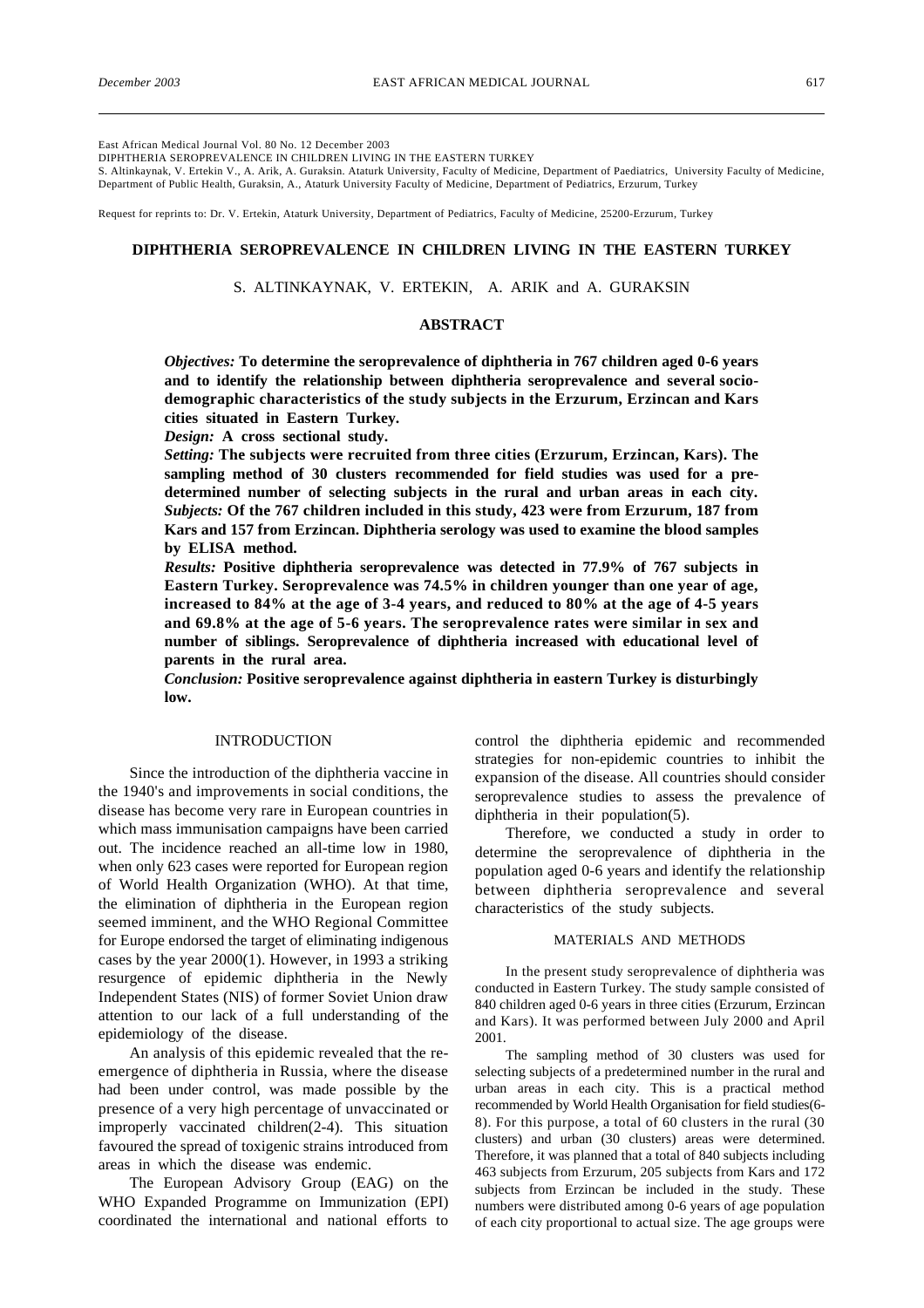East African Medical Journal Vol. 80 No. 12 December 2003
DIPHTHERIA SEROPREVALENCE IN CHILDREN LIVING IN THE EASTERN TURKEY
S. Altinkaynak, V. Ertekin V., A. Arik, A. Guraksin. Ataturk University, Faculty of Medicine, Department of Paediatrics, University Faculty of Medicine, Department of Public Health, Guraksin, A., Ataturk University Faculty of Medicine, Department of Pediatrics, Erzurum, Turkey

Request for reprints to: Dr. V. Ertekin, Ataturk University, Department of Pediatrics, Faculty of Medicine, 25200-Erzurum, Turkey

# DIPHTHERIA SEROPREVALENCE IN CHILDREN LIVING IN THE EASTERN TURKEY

S. ALTINKAYNAK, V. ERTEKIN, A. ARIK and A. GURAKSIN

## ABSTRACT

***Objectives:*** **To determine the seroprevalence of diphtheria in 767 children aged 0-6 years and to identify the relationship between diphtheria seroprevalence and several socio-demographic characteristics of the study subjects in the Erzurum, Erzincan and Kars cities situated in Eastern Turkey.**

***Design:*** **A cross sectional study.**

***Setting:*** **The subjects were recruited from three cities (Erzurum, Erzincan, Kars). The sampling method of 30 clusters recommended for field studies was used for a pre-determined number of selecting subjects in the rural and urban areas in each city.**

***Subjects:*** **Of the 767 children included in this study, 423 were from Erzurum, 187 from Kars and 157 from Erzincan. Diphtheria serology was used to examine the blood samples by ELISA method.**

***Results:*** **Positive diphtheria seroprevalence was detected in 77.9% of 767 subjects in Eastern Turkey. Seroprevalence was 74.5% in children younger than one year of age, increased to 84% at the age of 3-4 years, and reduced to 80% at the age of 4-5 years and 69.8% at the age of 5-6 years. The seroprevalence rates were similar in sex and number of siblings. Seroprevalence of diphtheria increased with educational level of parents in the rural area.**

***Conclusion:*** **Positive seroprevalence against diphtheria in eastern Turkey is disturbingly low.**

## INTRODUCTION

Since the introduction of the diphtheria vaccine in the 1940's and improvements in social conditions, the disease has become very rare in European countries in which mass immunisation campaigns have been carried out. The incidence reached an all-time low in 1980, when only 623 cases were reported for European region of World Health Organization (WHO). At that time, the elimination of diphtheria in the European region seemed imminent, and the WHO Regional Committee for Europe endorsed the target of eliminating indigenous cases by the year 2000(1). However, in 1993 a striking resurgence of epidemic diphtheria in the Newly Independent States (NIS) of former Soviet Union draw attention to our lack of a full understanding of the epidemiology of the disease.

An analysis of this epidemic revealed that the re-emergence of diphtheria in Russia, where the disease had been under control, was made possible by the presence of a very high percentage of unvaccinated or improperly vaccinated children(2-4). This situation favoured the spread of toxigenic strains introduced from areas in which the disease was endemic.

The European Advisory Group (EAG) on the WHO Expanded Programme on Immunization (EPI) coordinated the international and national efforts to control the diphtheria epidemic and recommended strategies for non-epidemic countries to inhibit the expansion of the disease. All countries should consider seroprevalence studies to assess the prevalence of diphtheria in their population(5).

Therefore, we conducted a study in order to determine the seroprevalence of diphtheria in the population aged 0-6 years and identify the relationship between diphtheria seroprevalence and several characteristics of the study subjects.

## MATERIALS AND METHODS

In the present study seroprevalence of diphtheria was conducted in Eastern Turkey. The study sample consisted of 840 children aged 0-6 years in three cities (Erzurum, Erzincan and Kars). It was performed between July 2000 and April 2001.

The sampling method of 30 clusters was used for selecting subjects of a predetermined number in the rural and urban areas in each city. This is a practical method recommended by World Health Organisation for field studies(6-8). For this purpose, a total of 60 clusters in the rural (30 clusters) and urban (30 clusters) areas were determined. Therefore, it was planned that a total of 840 subjects including 463 subjects from Erzurum, 205 subjects from Kars and 172 subjects from Erzincan be included in the study. These numbers were distributed among 0-6 years of age population of each city proportional to actual size. The age groups were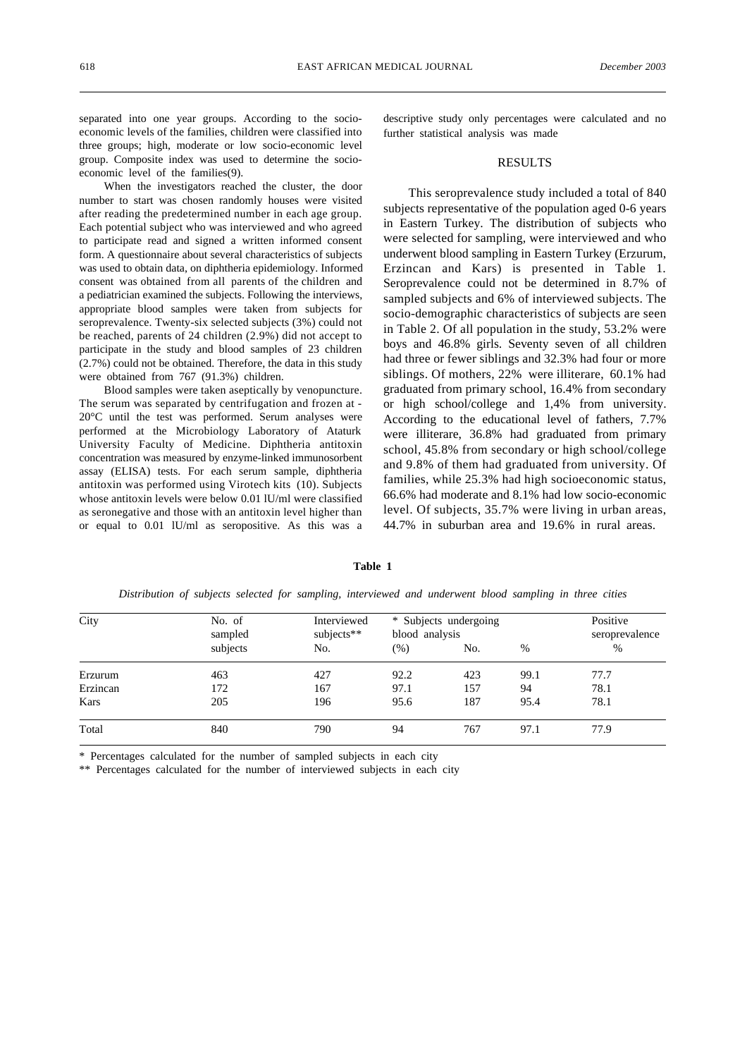separated into one year groups. According to the socio-economic levels of the families, children were classified into three groups; high, moderate or low socio-economic level group. Composite index was used to determine the socio-economic level of the families(9).

When the investigators reached the cluster, the door number to start was chosen randomly houses were visited after reading the predetermined number in each age group. Each potential subject who was interviewed and who agreed to participate read and signed a written informed consent form. A questionnaire about several characteristics of subjects was used to obtain data, on diphtheria epidemiology. Informed consent was obtained from all parents of the children and a pediatrician examined the subjects. Following the interviews, appropriate blood samples were taken from subjects for seroprevalence. Twenty-six selected subjects (3%) could not be reached, parents of 24 children (2.9%) did not accept to participate in the study and blood samples of 23 children (2.7%) could not be obtained. Therefore, the data in this study were obtained from 767 (91.3%) children.

Blood samples were taken aseptically by venopuncture. The serum was separated by centrifugation and frozen at -20°C until the test was performed. Serum analyses were performed at the Microbiology Laboratory of Ataturk University Faculty of Medicine. Diphtheria antitoxin concentration was measured by enzyme-linked immunosorbent assay (ELISA) tests. For each serum sample, diphtheria antitoxin was performed using Virotech kits (10). Subjects whose antitoxin levels were below 0.01 lU/ml were classified as seronegative and those with an antitoxin level higher than or equal to 0.01 lU/ml as seropositive. As this was a descriptive study only percentages were calculated and no further statistical analysis was made

## RESULTS

This seroprevalence study included a total of 840 subjects representative of the population aged 0-6 years in Eastern Turkey. The distribution of subjects who were selected for sampling, were interviewed and who underwent blood sampling in Eastern Turkey (Erzurum, Erzincan and Kars) is presented in Table 1. Seroprevalence could not be determined in 8.7% of sampled subjects and 6% of interviewed subjects. The socio-demographic characteristics of subjects are seen in Table 2. Of all population in the study, 53.2% were boys and 46.8% girls. Seventy seven of all children had three or fewer siblings and 32.3% had four or more siblings. Of mothers, 22% were illiterare, 60.1% had graduated from primary school, 16.4% from secondary or high school/college and 1,4% from university. According to the educational level of fathers, 7.7% were illiterare, 36.8% had graduated from primary school, 45.8% from secondary or high school/college and 9.8% of them had graduated from university. Of families, while 25.3% had high socioeconomic status, 66.6% had moderate and 8.1% had low socio-economic level. Of subjects, 35.7% were living in urban areas, 44.7% in suburban area and 19.6% in rural areas.

**Table 1**

*Distribution of subjects selected for sampling, interviewed and underwent blood sampling in three cities*

| City | No. of sampled subjects | Interviewed subjects** No. | (%) | * Subjects undergoing blood analysis No. | % | Positive seroprevalence % |
|---|---|---|---|---|---|---|
| Erzurum | 463 | 427 | 92.2 | 423 | 99.1 | 77.7 |
| Erzincan | 172 | 167 | 97.1 | 157 | 94 | 78.1 |
| Kars | 205 | 196 | 95.6 | 187 | 95.4 | 78.1 |
| Total | 840 | 790 | 94 | 767 | 97.1 | 77.9 |

\* Percentages calculated for the number of sampled subjects in each city

\*\* Percentages calculated for the number of interviewed subjects in each city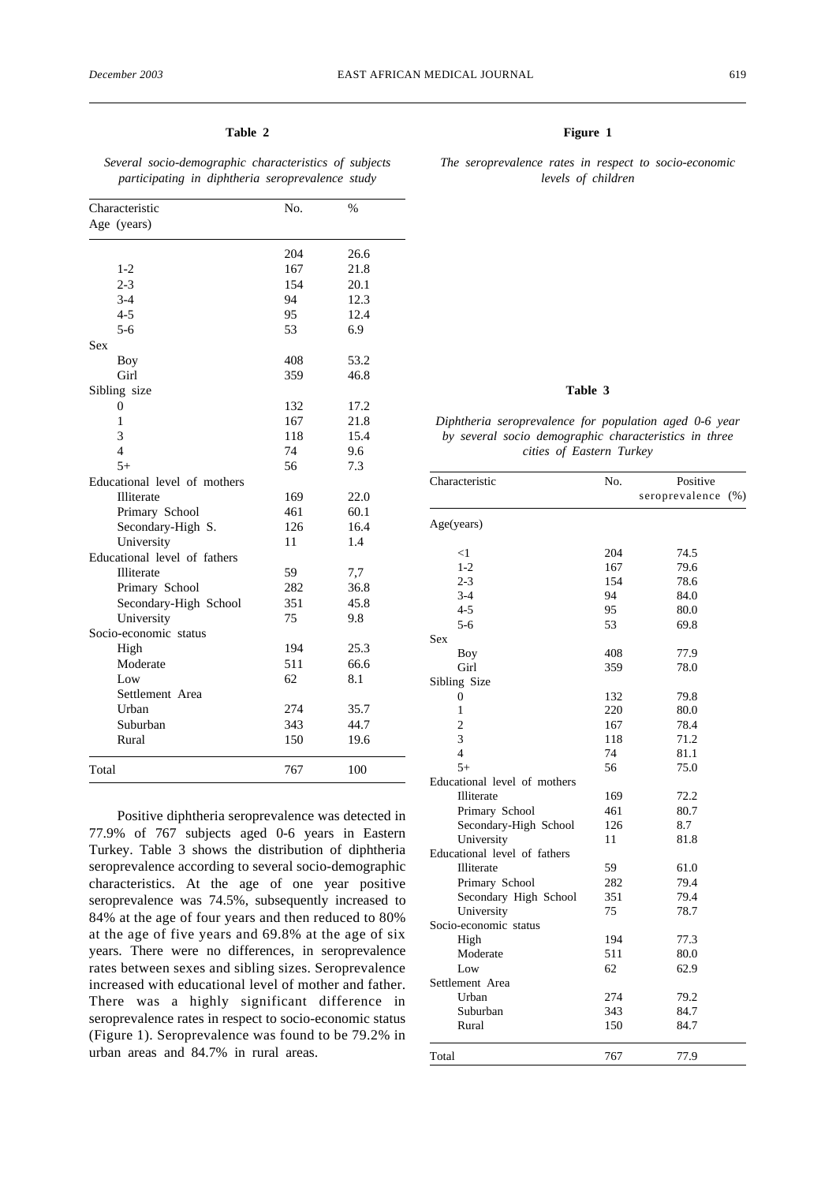**Table 2**

*Several socio-demographic characteristics of subjects participating in diphtheria seroprevalence study*

| Characteristic | No. | % |
|---|---|---|
| Age (years) | | |
| | 204 | 26.6 |
| 1-2 | 167 | 21.8 |
| 2-3 | 154 | 20.1 |
| 3-4 | 94 | 12.3 |
| 4-5 | 95 | 12.4 |
| 5-6 | 53 | 6.9 |
| Sex | | |
| Boy | 408 | 53.2 |
| Girl | 359 | 46.8 |
| Sibling size | | |
| 0 | 132 | 17.2 |
| 1 | 167 | 21.8 |
| 3 | 118 | 15.4 |
| 4 | 74 | 9.6 |
| 5+ | 56 | 7.3 |
| Educational level of mothers | | |
| Illiterate | 169 | 22.0 |
| Primary School | 461 | 60.1 |
| Secondary-High S. | 126 | 16.4 |
| University | 11 | 1.4 |
| Educational level of fathers | | |
| Illiterate | 59 | 7,7 |
| Primary School | 282 | 36.8 |
| Secondary-High School | 351 | 45.8 |
| University | 75 | 9.8 |
| Socio-economic status | | |
| High | 194 | 25.3 |
| Moderate | 511 | 66.6 |
| Low | 62 | 8.1 |
| Settlement Area | | |
| Urban | 274 | 35.7 |
| Suburban | 343 | 44.7 |
| Rural | 150 | 19.6 |
| Total | 767 | 100 |

Positive diphtheria seroprevalence was detected in 77.9% of 767 subjects aged 0-6 years in Eastern Turkey. Table 3 shows the distribution of diphtheria seroprevalence according to several socio-demographic characteristics. At the age of one year positive seroprevalence was 74.5%, subsequently increased to 84% at the age of four years and then reduced to 80% at the age of five years and 69.8% at the age of six years. There were no differences, in seroprevalence rates between sexes and sibling sizes. Seroprevalence increased with educational level of mother and father. There was a highly significant difference in seroprevalence rates in respect to socio-economic status (Figure 1). Seroprevalence was found to be 79.2% in urban areas and 84.7% in rural areas.

**Figure 1**

*The seroprevalence rates in respect to socio-economic levels of children*

**Table 3**

*Diphtheria seroprevalence for population aged 0-6 year by several socio demographic characteristics in three cities of Eastern Turkey*

| Characteristic | No. | Positive seroprevalence (%) |
|---|---|---|
| Age(years) | | |
| <1 | 204 | 74.5 |
| 1-2 | 167 | 79.6 |
| 2-3 | 154 | 78.6 |
| 3-4 | 94 | 84.0 |
| 4-5 | 95 | 80.0 |
| 5-6 | 53 | 69.8 |
| Sex | | |
| Boy | 408 | 77.9 |
| Girl | 359 | 78.0 |
| Sibling Size | | |
| 0 | 132 | 79.8 |
| 1 | 220 | 80.0 |
| 2 | 167 | 78.4 |
| 3 | 118 | 71.2 |
| 4 | 74 | 81.1 |
| 5+ | 56 | 75.0 |
| Educational level of mothers | | |
| Illiterate | 169 | 72.2 |
| Primary School | 461 | 80.7 |
| Secondary-High School | 126 | 8.7 |
| University | 11 | 81.8 |
| Educational level of fathers | | |
| Illiterate | 59 | 61.0 |
| Primary School | 282 | 79.4 |
| Secondary High School | 351 | 79.4 |
| University | 75 | 78.7 |
| Socio-economic status | | |
| High | 194 | 77.3 |
| Moderate | 511 | 80.0 |
| Low | 62 | 62.9 |
| Settlement Area | | |
| Urban | 274 | 79.2 |
| Suburban | 343 | 84.7 |
| Rural | 150 | 84.7 |
| Total | 767 | 77.9 |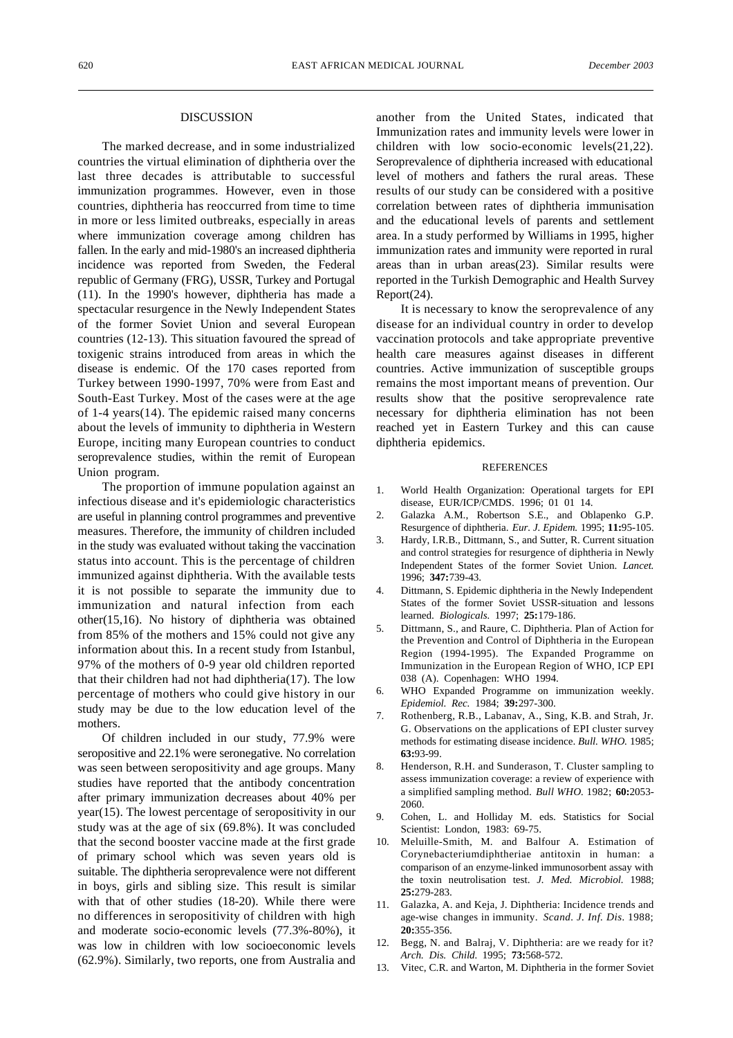## DISCUSSION

The marked decrease, and in some industrialized countries the virtual elimination of diphtheria over the last three decades is attributable to successful immunization programmes. However, even in those countries, diphtheria has reoccurred from time to time in more or less limited outbreaks, especially in areas where immunization coverage among children has fallen. In the early and mid-1980's an increased diphtheria incidence was reported from Sweden, the Federal republic of Germany (FRG), USSR, Turkey and Portugal (11). In the 1990's however, diphtheria has made a spectacular resurgence in the Newly Independent States of the former Soviet Union and several European countries (12-13). This situation favoured the spread of toxigenic strains introduced from areas in which the disease is endemic. Of the 170 cases reported from Turkey between 1990-1997, 70% were from East and South-East Turkey. Most of the cases were at the age of 1-4 years(14). The epidemic raised many concerns about the levels of immunity to diphtheria in Western Europe, inciting many European countries to conduct seroprevalence studies, within the remit of European Union program.

The proportion of immune population against an infectious disease and it's epidemiologic characteristics are useful in planning control programmes and preventive measures. Therefore, the immunity of children included in the study was evaluated without taking the vaccination status into account. This is the percentage of children immunized against diphtheria. With the available tests it is not possible to separate the immunity due to immunization and natural infection from each other(15,16). No history of diphtheria was obtained from 85% of the mothers and 15% could not give any information about this. In a recent study from Istanbul, 97% of the mothers of 0-9 year old children reported that their children had not had diphtheria(17). The low percentage of mothers who could give history in our study may be due to the low education level of the mothers.

Of children included in our study, 77.9% were seropositive and 22.1% were seronegative. No correlation was seen between seropositivity and age groups. Many studies have reported that the antibody concentration after primary immunization decreases about 40% per year(15). The lowest percentage of seropositivity in our study was at the age of six (69.8%). It was concluded that the second booster vaccine made at the first grade of primary school which was seven years old is suitable. The diphtheria seroprevalence were not different in boys, girls and sibling size. This result is similar with that of other studies (18-20). While there were no differences in seropositivity of children with high and moderate socio-economic levels (77.3%-80%), it was low in children with low socioeconomic levels (62.9%). Similarly, two reports, one from Australia and another from the United States, indicated that Immunization rates and immunity levels were lower in children with low socio-economic levels(21,22). Seroprevalence of diphtheria increased with educational level of mothers and fathers the rural areas. These results of our study can be considered with a positive correlation between rates of diphtheria immunisation and the educational levels of parents and settlement area. In a study performed by Williams in 1995, higher immunization rates and immunity were reported in rural areas than in urban areas(23). Similar results were reported in the Turkish Demographic and Health Survey Report(24).

It is necessary to know the seroprevalence of any disease for an individual country in order to develop vaccination protocols and take appropriate preventive health care measures against diseases in different countries. Active immunization of susceptible groups remains the most important means of prevention. Our results show that the positive seroprevalence rate necessary for diphtheria elimination has not been reached yet in Eastern Turkey and this can cause diphtheria epidemics.

## REFERENCES

1. World Health Organization: Operational targets for EPI disease, EUR/ICP/CMDS. 1996; 01 01 14.
2. Galazka A.M., Robertson S.E., and Oblapenko G.P. Resurgence of diphtheria. *Eur. J. Epidem.* 1995; **11:**95-105.
3. Hardy, I.R.B., Dittmann, S., and Sutter, R. Current situation and control strategies for resurgence of diphtheria in Newly Independent States of the former Soviet Union. *Lancet.* 1996; **347:**739-43.
4. Dittmann, S. Epidemic diphtheria in the Newly Independent States of the former Soviet USSR-situation and lessons learned. *Biologicals.* 1997; **25:**179-186.
5. Dittmann, S., and Raure, C. Diphtheria. Plan of Action for the Prevention and Control of Diphtheria in the European Region (1994-1995). The Expanded Programme on Immunization in the European Region of WHO, ICP EPI 038 (A). Copenhagen: WHO 1994.
6. WHO Expanded Programme on immunization weekly. *Epidemiol. Rec.* 1984; **39:**297-300.
7. Rothenberg, R.B., Labanav, A., Sing, K.B. and Strah, Jr. G. Observations on the applications of EPI cluster survey methods for estimating disease incidence. *Bull. WHO.* 1985; **63:**93-99.
8. Henderson, R.H. and Sunderason, T. Cluster sampling to assess immunization coverage: a review of experience with a simplified sampling method. *Bull WHO.* 1982; **60:**2053-2060.
9. Cohen, L. and Holliday M. eds. Statistics for Social Scientist: London, 1983: 69-75.
10. Meluille-Smith, M. and Balfour A. Estimation of Corynebacteriumdiphtheriae antitoxin in human: a comparison of an enzyme-linked immunosorbent assay with the toxin neutrolisation test. *J. Med. Microbiol.* 1988; **25:**279-283.
11. Galazka, A. and Keja, J. Diphtheria: Incidence trends and age-wise changes in immunity. *Scand. J. Inf. Dis.* 1988; **20:**355-356.
12. Begg, N. and Balraj, V. Diphtheria: are we ready for it? *Arch. Dis. Child.* 1995; **73:**568-572.
13. Vitec, C.R. and Warton, M. Diphtheria in the former Soviet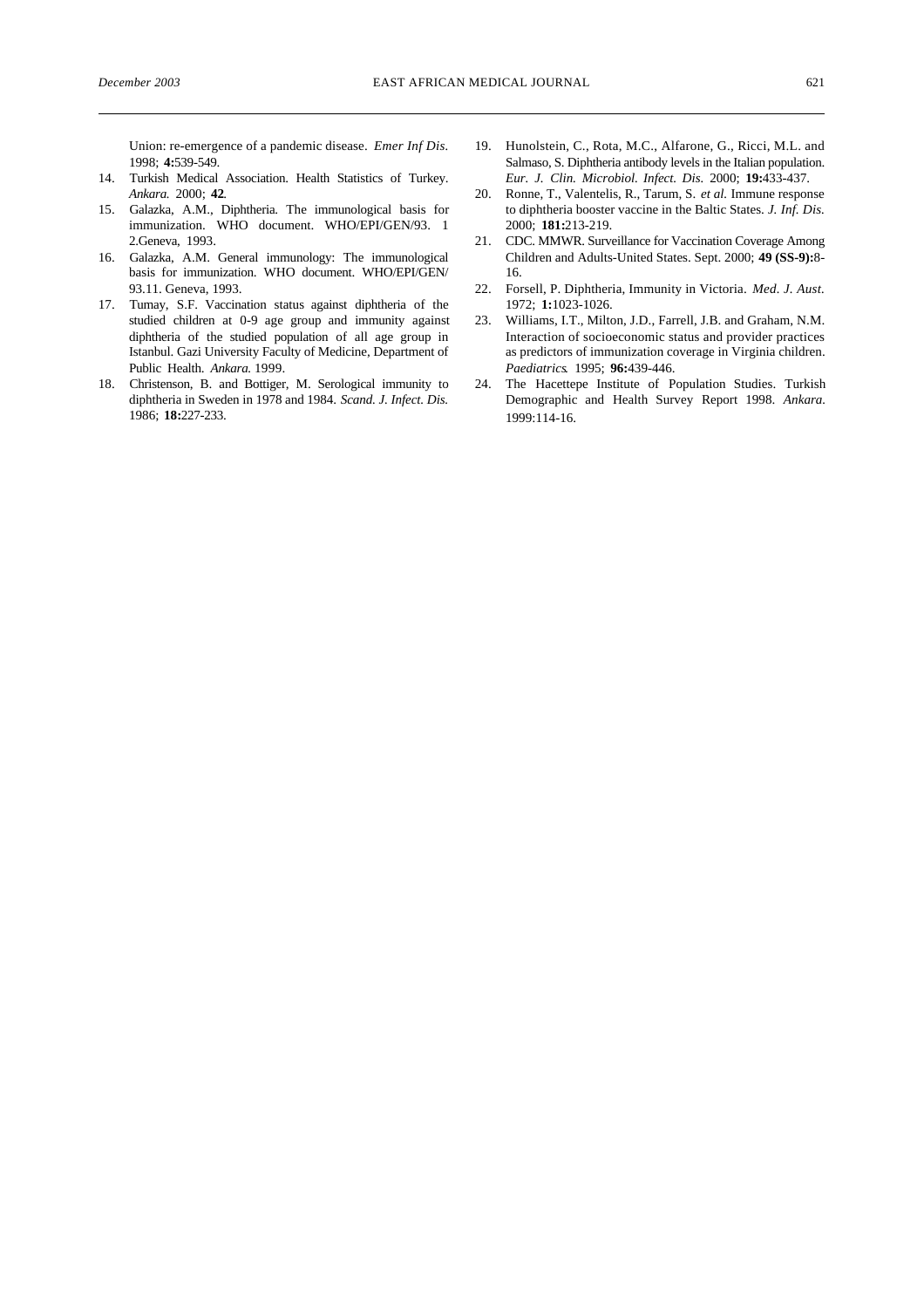Union: re-emergence of a pandemic disease. *Emer Inf Dis*. 1998; **4:**539-549.

14. Turkish Medical Association. Health Statistics of Turkey. *Ankara*. 2000; **42**.
15. Galazka, A.M., Diphtheria. The immunological basis for immunization. WHO document. WHO/EPI/GEN/93. 1 2.Geneva, 1993.
16. Galazka, A.M. General immunology: The immunological basis for immunization. WHO document. WHO/EPI/GEN/ 93.11. Geneva, 1993.
17. Tumay, S.F. Vaccination status against diphtheria of the studied children at 0-9 age group and immunity against diphtheria of the studied population of all age group in Istanbul. Gazi University Faculty of Medicine, Department of Public Health. *Ankara*. 1999.
18. Christenson, B. and Bottiger, M. Serological immunity to diphtheria in Sweden in 1978 and 1984. *Scand. J. Infect. Dis.* 1986; **18:**227-233.
19. Hunolstein, C., Rota, M.C., Alfarone, G., Ricci, M.L. and Salmaso, S. Diphtheria antibody levels in the Italian population. *Eur. J. Clin. Microbiol. Infect. Dis.* 2000; **19:**433-437.
20. Ronne, T., Valentelis, R., Tarum, S. *et al.* Immune response to diphtheria booster vaccine in the Baltic States. *J. Inf. Dis.* 2000; **181:**213-219.
21. CDC. MMWR. Surveillance for Vaccination Coverage Among Children and Adults-United States. Sept. 2000; **49 (SS-9):**8-16.
22. Forsell, P. Diphtheria, Immunity in Victoria. *Med. J. Aust.* 1972; **1:**1023-1026.
23. Williams, I.T., Milton, J.D., Farrell, J.B. and Graham, N.M. Interaction of socioeconomic status and provider practices as predictors of immunization coverage in Virginia children. *Paediatrics*. 1995; **96:**439-446.
24. The Hacettepe Institute of Population Studies. Turkish Demographic and Health Survey Report 1998. *Ankara*. 1999:114-16.